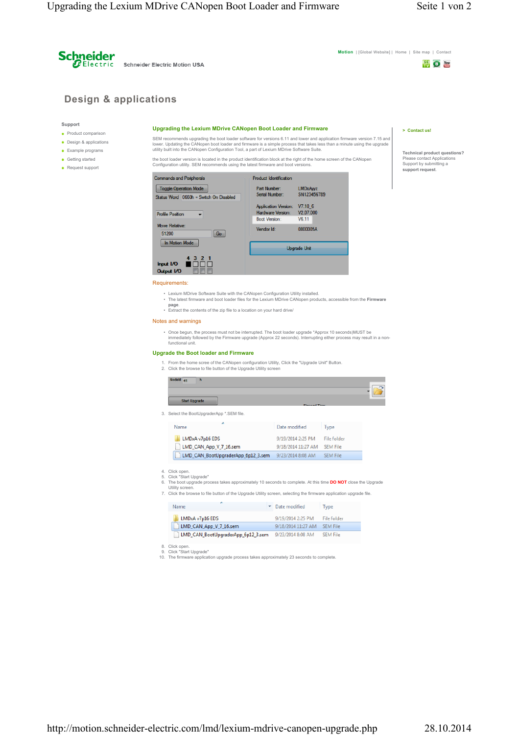Schneider Electric — Schneider Electric Motion USA

Motion | [Global Website] | Home | Site map | Contact

# Design & applications

**Support**

- Product comparison
- Design & applications
- Example programs
- Getting started
- Request support

## Upgrading the Lexium MDrive CANopen Boot Loader and Firmware

SEM recommends upgrading the boot loader software for versions 6.11 and lower and application firmware version 7.15 and lower. Updating the CANopen boot loader and firmware is a simple process that takes less than a minute using the upgrade utility built into the CANopen Configuration Tool, a part of Lexium MDrive Software Suite.

the boot loader version is located in the product identification block at the right of the home screen of the CANopen Configuration utility. SEM recommends using the latest firmware and boot versions.

### Requirements:

- Lexium MDrive Software Suite with the CANopen Configuration Utility installed.
- The latest firmware and boot loader files for the Lexium MDrive CANopen products, accessible from the **Firmware page**.
- Extract the contents of the zip file to a location on your hard drive/

### Notes and warnings

- Once begun, the process must not be interrupted. The boot loader upgrade *Approx 10 seconds)MUST be immediately followed by the Firmware upgrade (Approx 22 seconds). Interrupting either process may result in a non-functional unit.

### Upgrade the Boot loader and Firmware

1. From the home scree of the CANopen configuration Utility, Click the "Upgrade Unit" Button.
2. Click the browse to file button of the Upgrade Utility screen
3. Select the BootUpgraderApp *.SEM file.
4. Click open.
5. Click "Start Upgrade"
6. The boot upgrade process takes approximately 10 seconds to complete. At this time **DO NOT** close the Upgrade Utility screen.
7. Click the browse to file button of the Upgrade Utility screen, selecting the firmware application upgrade file.
8. Click open.
9. Click "Start Upgrade"
10. The firmware application upgrade process takes approximately 23 seconds to complete.

> Contact us!

**Technical product questions?**
Please contact Applications Support by submitting a **support request**.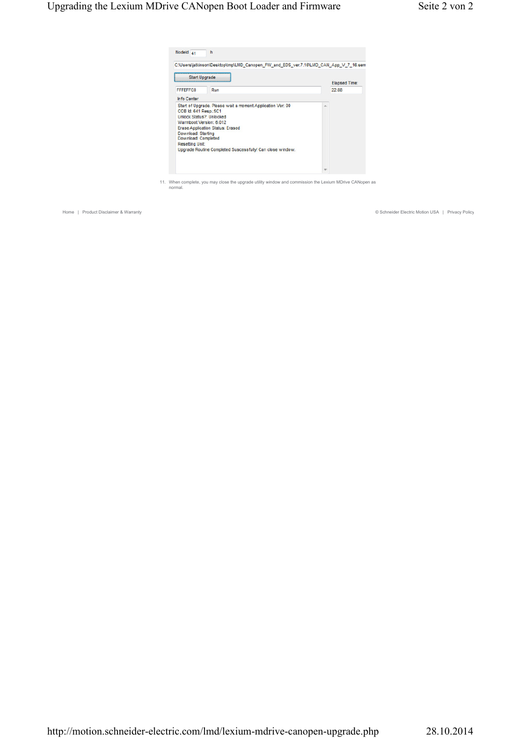Nodeid 41 h

C:\Users\jatkinson\Desktop\tmp\LMD_Canopen_FW_and_EDS_ver.7.16\LMD_CAN_App_V_7_16.sem

Start Upgrade

Elapsed Time:

FFFEFFC0 | Run | 22.88

Info Center

```
Start of Upgrade. Please wait a moment.Application Ver: 00
COB Id: 641 Resp.:5C1
Unlock Status?: Unlocked
Warmboot Version: 6.012
Erase Application Status: Erased
Download: Starting
Download: Completed
Resetting Unit:
Upgrade Routine Completed Successfully! Can close window.
```

11. When complete, you may close the upgrade utility window and commission the Lexium MDrive CANopen as normal.

Home | Product Disclaimer & Warranty

© Schneider Electric Motion USA | Privacy Policy